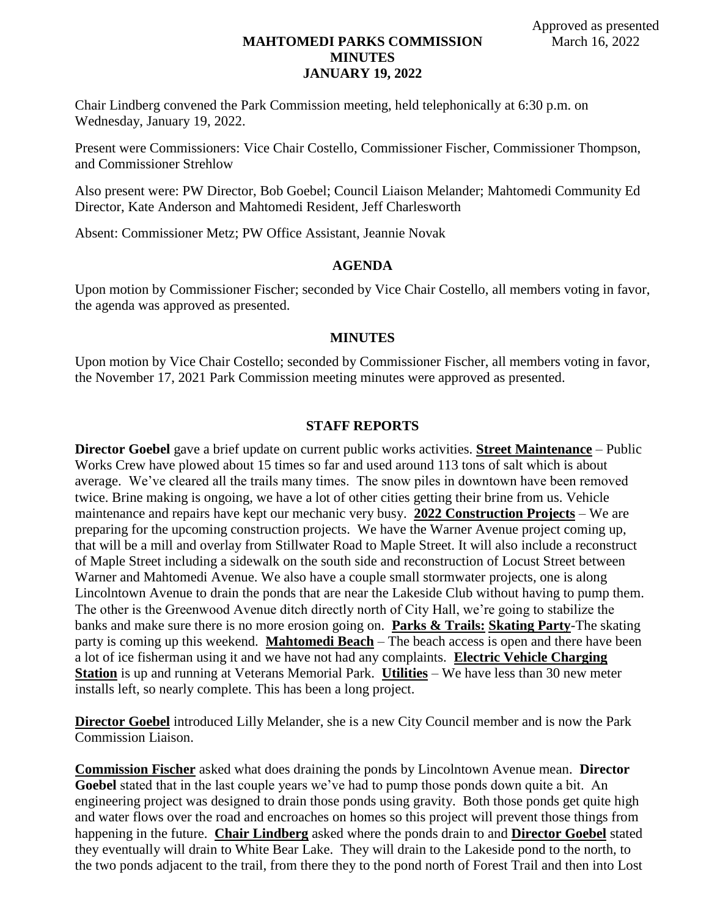Approved as presented
March 16, 2022

# MAHTOMEDI PARKS COMMISSION
# MINUTES
# JANUARY 19, 2022

Chair Lindberg convened the Park Commission meeting, held telephonically at 6:30 p.m. on Wednesday, January 19, 2022.

Present were Commissioners: Vice Chair Costello, Commissioner Fischer, Commissioner Thompson, and Commissioner Strehlow

Also present were: PW Director, Bob Goebel; Council Liaison Melander; Mahtomedi Community Ed Director, Kate Anderson and Mahtomedi Resident, Jeff Charlesworth

Absent: Commissioner Metz; PW Office Assistant, Jeannie Novak

## AGENDA

Upon motion by Commissioner Fischer; seconded by Vice Chair Costello, all members voting in favor, the agenda was approved as presented.

## MINUTES

Upon motion by Vice Chair Costello; seconded by Commissioner Fischer, all members voting in favor, the November 17, 2021 Park Commission meeting minutes were approved as presented.

## STAFF REPORTS

**Director Goebel** gave a brief update on current public works activities. **Street Maintenance** – Public Works Crew have plowed about 15 times so far and used around 113 tons of salt which is about average. We've cleared all the trails many times. The snow piles in downtown have been removed twice. Brine making is ongoing, we have a lot of other cities getting their brine from us. Vehicle maintenance and repairs have kept our mechanic very busy. **2022 Construction Projects** – We are preparing for the upcoming construction projects. We have the Warner Avenue project coming up, that will be a mill and overlay from Stillwater Road to Maple Street. It will also include a reconstruct of Maple Street including a sidewalk on the south side and reconstruction of Locust Street between Warner and Mahtomedi Avenue. We also have a couple small stormwater projects, one is along Lincolntown Avenue to drain the ponds that are near the Lakeside Club without having to pump them. The other is the Greenwood Avenue ditch directly north of City Hall, we're going to stabilize the banks and make sure there is no more erosion going on. **Parks & Trails: Skating Party**-The skating party is coming up this weekend. **Mahtomedi Beach** – The beach access is open and there have been a lot of ice fisherman using it and we have not had any complaints. **Electric Vehicle Charging Station** is up and running at Veterans Memorial Park. **Utilities** – We have less than 30 new meter installs left, so nearly complete. This has been a long project.

**Director Goebel** introduced Lilly Melander, she is a new City Council member and is now the Park Commission Liaison.

**Commission Fischer** asked what does draining the ponds by Lincolntown Avenue mean. **Director Goebel** stated that in the last couple years we've had to pump those ponds down quite a bit. An engineering project was designed to drain those ponds using gravity. Both those ponds get quite high and water flows over the road and encroaches on homes so this project will prevent those things from happening in the future. **Chair Lindberg** asked where the ponds drain to and **Director Goebel** stated they eventually will drain to White Bear Lake. They will drain to the Lakeside pond to the north, to the two ponds adjacent to the trail, from there they to the pond north of Forest Trail and then into Lost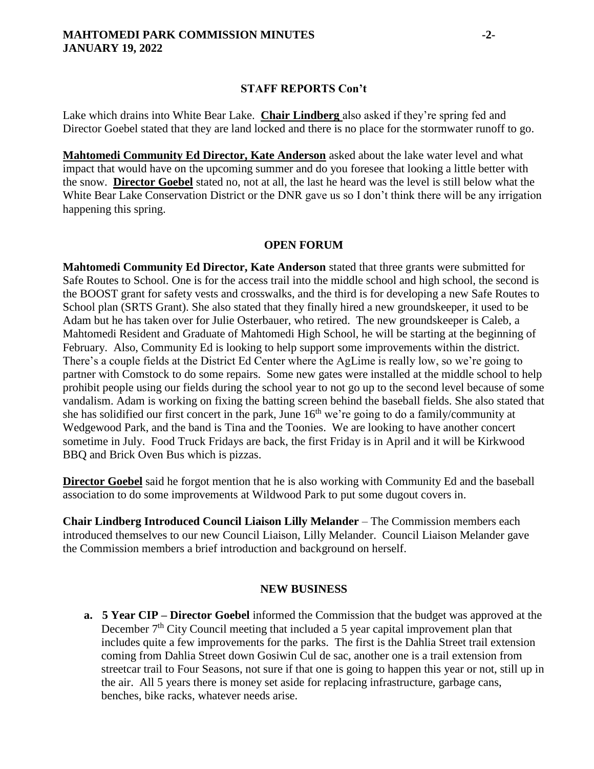### STAFF REPORTS Con't

Lake which drains into White Bear Lake. **Chair Lindberg** also asked if they're spring fed and Director Goebel stated that they are land locked and there is no place for the stormwater runoff to go.

**Mahtomedi Community Ed Director, Kate Anderson** asked about the lake water level and what impact that would have on the upcoming summer and do you foresee that looking a little better with the snow. **Director Goebel** stated no, not at all, the last he heard was the level is still below what the White Bear Lake Conservation District or the DNR gave us so I don't think there will be any irrigation happening this spring.

### OPEN FORUM

**Mahtomedi Community Ed Director, Kate Anderson** stated that three grants were submitted for Safe Routes to School. One is for the access trail into the middle school and high school, the second is the BOOST grant for safety vests and crosswalks, and the third is for developing a new Safe Routes to School plan (SRTS Grant). She also stated that they finally hired a new groundskeeper, it used to be Adam but he has taken over for Julie Osterbauer, who retired. The new groundskeeper is Caleb, a Mahtomedi Resident and Graduate of Mahtomedi High School, he will be starting at the beginning of February. Also, Community Ed is looking to help support some improvements within the district. There's a couple fields at the District Ed Center where the AgLime is really low, so we're going to partner with Comstock to do some repairs. Some new gates were installed at the middle school to help prohibit people using our fields during the school year to not go up to the second level because of some vandalism. Adam is working on fixing the batting screen behind the baseball fields. She also stated that she has solidified our first concert in the park, June 16th we're going to do a family/community at Wedgewood Park, and the band is Tina and the Toonies. We are looking to have another concert sometime in July. Food Truck Fridays are back, the first Friday is in April and it will be Kirkwood BBQ and Brick Oven Bus which is pizzas.

**Director Goebel** said he forgot mention that he is also working with Community Ed and the baseball association to do some improvements at Wildwood Park to put some dugout covers in.

**Chair Lindberg Introduced Council Liaison Lilly Melander** – The Commission members each introduced themselves to our new Council Liaison, Lilly Melander. Council Liaison Melander gave the Commission members a brief introduction and background on herself.

### NEW BUSINESS

**a. 5 Year CIP – Director Goebel** informed the Commission that the budget was approved at the December 7th City Council meeting that included a 5 year capital improvement plan that includes quite a few improvements for the parks. The first is the Dahlia Street trail extension coming from Dahlia Street down Gosiwin Cul de sac, another one is a trail extension from streetcar trail to Four Seasons, not sure if that one is going to happen this year or not, still up in the air. All 5 years there is money set aside for replacing infrastructure, garbage cans, benches, bike racks, whatever needs arise.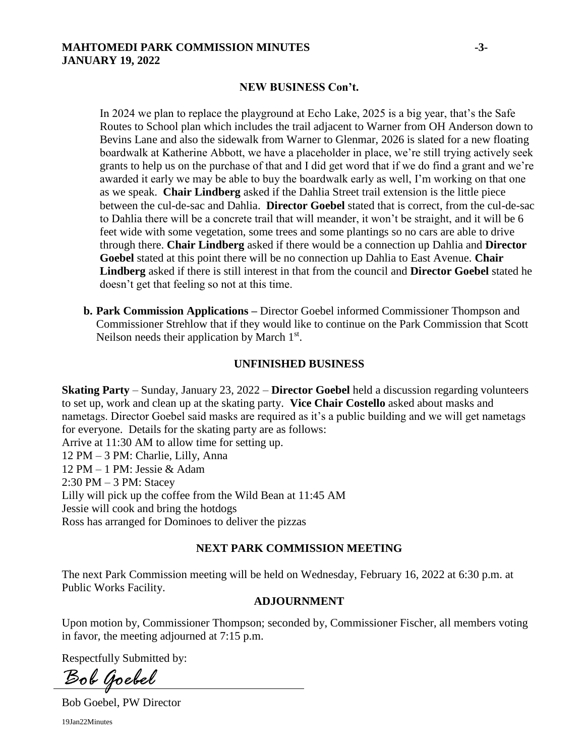**NEW BUSINESS Con't.**

In 2024 we plan to replace the playground at Echo Lake, 2025 is a big year, that's the Safe Routes to School plan which includes the trail adjacent to Warner from OH Anderson down to Bevins Lane and also the sidewalk from Warner to Glenmar, 2026 is slated for a new floating boardwalk at Katherine Abbott, we have a placeholder in place, we're still trying actively seek grants to help us on the purchase of that and I did get word that if we do find a grant and we're awarded it early we may be able to buy the boardwalk early as well, I'm working on that one as we speak. **Chair Lindberg** asked if the Dahlia Street trail extension is the little piece between the cul-de-sac and Dahlia. **Director Goebel** stated that is correct, from the cul-de-sac to Dahlia there will be a concrete trail that will meander, it won't be straight, and it will be 6 feet wide with some vegetation, some trees and some plantings so no cars are able to drive through there. **Chair Lindberg** asked if there would be a connection up Dahlia and **Director Goebel** stated at this point there will be no connection up Dahlia to East Avenue. **Chair Lindberg** asked if there is still interest in that from the council and **Director Goebel** stated he doesn't get that feeling so not at this time.

**b. Park Commission Applications –** Director Goebel informed Commissioner Thompson and Commissioner Strehlow that if they would like to continue on the Park Commission that Scott Neilson needs their application by March 1st.

**UNFINISHED BUSINESS**

**Skating Party** – Sunday, January 23, 2022 – **Director Goebel** held a discussion regarding volunteers to set up, work and clean up at the skating party. **Vice Chair Costello** asked about masks and nametags. Director Goebel said masks are required as it's a public building and we will get nametags for everyone. Details for the skating party are as follows:

Arrive at 11:30 AM to allow time for setting up.
12 PM – 3 PM: Charlie, Lilly, Anna
12 PM – 1 PM: Jessie & Adam
2:30 PM – 3 PM: Stacey
Lilly will pick up the coffee from the Wild Bean at 11:45 AM
Jessie will cook and bring the hotdogs
Ross has arranged for Dominoes to deliver the pizzas

**NEXT PARK COMMISSION MEETING**

The next Park Commission meeting will be held on Wednesday, February 16, 2022 at 6:30 p.m. at Public Works Facility.

**ADJOURNMENT**

Upon motion by, Commissioner Thompson; seconded by, Commissioner Fischer, all members voting in favor, the meeting adjourned at 7:15 p.m.

Respectfully Submitted by:

*Bob Goebel*

Bob Goebel, PW Director

19Jan22Minutes